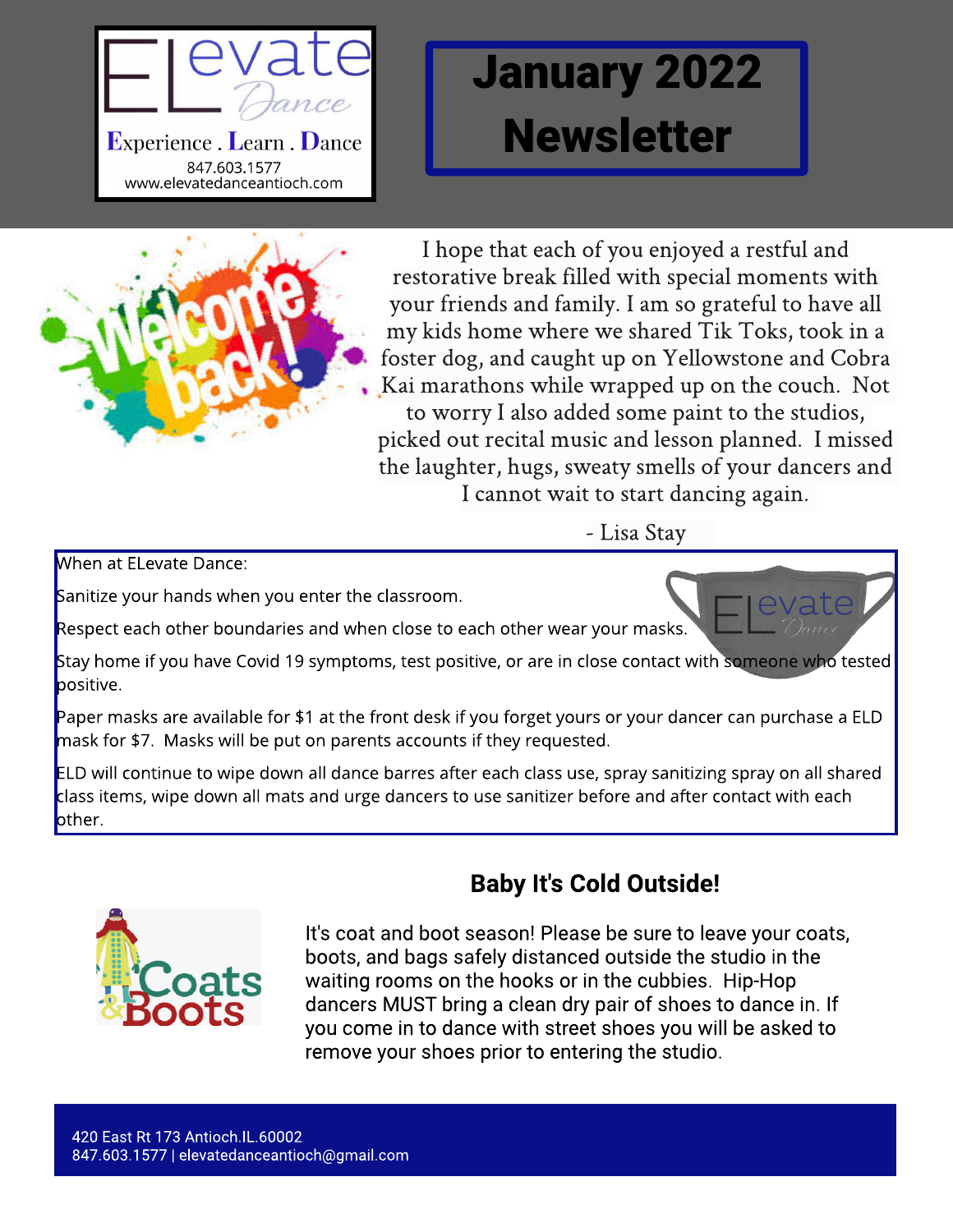ELevate Dance

Experience . Learn . Dance

847.603.1577
www.elevatedanceantioch.com

# January 2022 Newsletter

I hope that each of you enjoyed a restful and restorative break filled with special moments with your friends and family. I am so grateful to have all my kids home where we shared Tik Toks, took in a foster dog, and caught up on Yellowstone and Cobra Kai marathons while wrapped up on the couch. Not to worry I also added some paint to the studios, picked out recital music and lesson planned. I missed the laughter, hugs, sweaty smells of your dancers and I cannot wait to start dancing again.

- Lisa Stay

When at ELevate Dance:

Sanitize your hands when you enter the classroom.

Respect each other boundaries and when close to each other wear your masks.

Stay home if you have Covid 19 symptoms, test positive, or are in close contact with someone who tested positive.

Paper masks are available for $1 at the front desk if you forget yours or your dancer can purchase a ELD mask for $7. Masks will be put on parents accounts if they requested.

ELD will continue to wipe down all dance barres after each class use, spray sanitizing spray on all shared class items, wipe down all mats and urge dancers to use sanitizer before and after contact with each other.

## Baby It's Cold Outside!

It's coat and boot season! Please be sure to leave your coats, boots, and bags safely distanced outside the studio in the waiting rooms on the hooks or in the cubbies. Hip-Hop dancers MUST bring a clean dry pair of shoes to dance in. If you come in to dance with street shoes you will be asked to remove your shoes prior to entering the studio.

420 East Rt 173 Antioch.IL.60002
847.603.1577 | elevatedanceantioch@gmail.com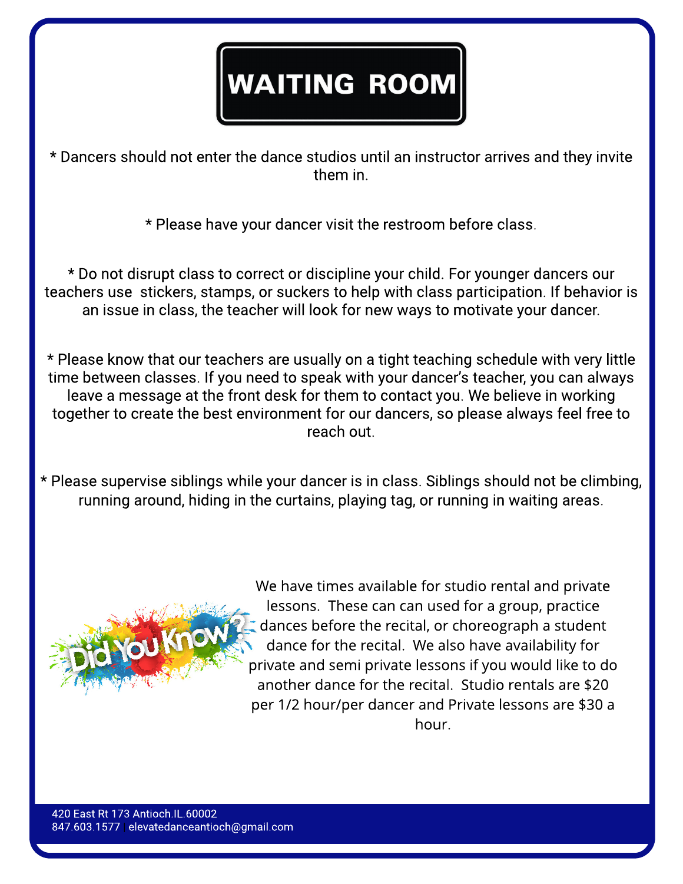# WAITING ROOM

* Dancers should not enter the dance studios until an instructor arrives and they invite them in.

* Please have your dancer visit the restroom before class.

* Do not disrupt class to correct or discipline your child. For younger dancers our teachers use  stickers, stamps, or suckers to help with class participation. If behavior is an issue in class, the teacher will look for new ways to motivate your dancer.

* Please know that our teachers are usually on a tight teaching schedule with very little time between classes. If you need to speak with your dancer's teacher, you can always leave a message at the front desk for them to contact you. We believe in working together to create the best environment for our dancers, so please always feel free to reach out.

* Please supervise siblings while your dancer is in class. Siblings should not be climbing, running around, hiding in the curtains, playing tag, or running in waiting areas.

Did You Know?

We have times available for studio rental and private lessons.  These can can used for a group, practice dances before the recital, or choreograph a student dance for the recital.  We also have availability for private and semi private lessons if you would like to do another dance for the recital.  Studio rentals are $20 per 1/2 hour/per dancer and Private lessons are $30 a hour.

420 East Rt 173 Antioch.IL.60002
847.603.1577   elevatedanceantioch@gmail.com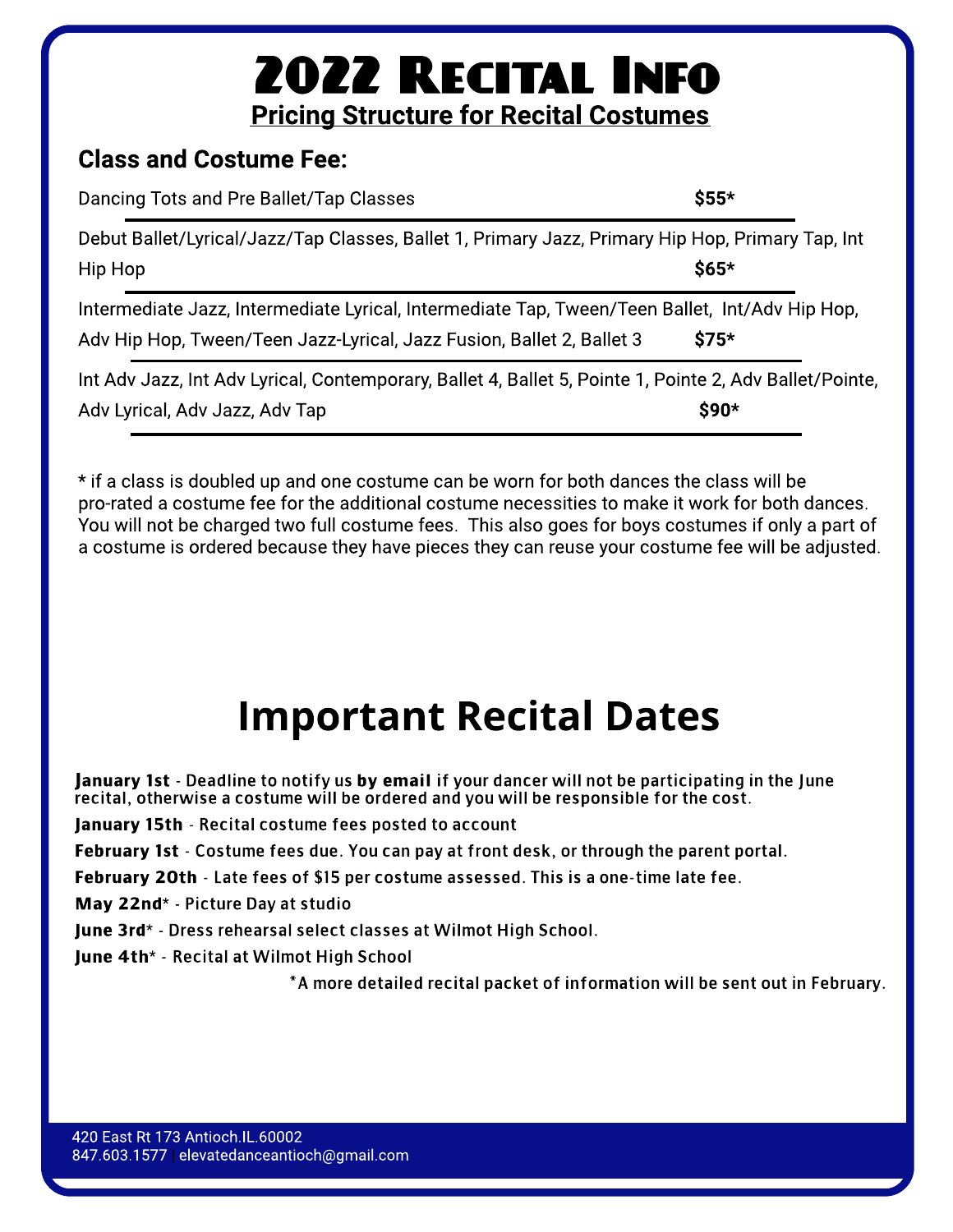# 2022 Recital Info

## Pricing Structure for Recital Costumes

### Class and Costume Fee:

Dancing Tots and Pre Ballet/Tap Classes **$55***

Debut Ballet/Lyrical/Jazz/Tap Classes, Ballet 1, Primary Jazz, Primary Hip Hop, Primary Tap, Int Hip Hop **$65***

Intermediate Jazz, Intermediate Lyrical, Intermediate Tap, Tween/Teen Ballet, Int/Adv Hip Hop, Adv Hip Hop, Tween/Teen Jazz-Lyrical, Jazz Fusion, Ballet 2, Ballet 3 **$75***

Int Adv Jazz, Int Adv Lyrical, Contemporary, Ballet 4, Ballet 5, Pointe 1, Pointe 2, Adv Ballet/Pointe, Adv Lyrical, Adv Jazz, Adv Tap **$90***

* if a class is doubled up and one costume can be worn for both dances the class will be pro-rated a costume fee for the additional costume necessities to make it work for both dances. You will not be charged two full costume fees. This also goes for boys costumes if only a part of a costume is ordered because they have pieces they can reuse your costume fee will be adjusted.

## Important Recital Dates

**January 1st** - Deadline to notify us **by email** if your dancer will not be participating in the June recital, otherwise a costume will be ordered and you will be responsible for the cost.

**January 15th** - Recital costume fees posted to account

**February 1st** - Costume fees due. You can pay at front desk, or through the parent portal.

**February 20th** - Late fees of $15 per costume assessed. This is a one-time late fee.

**May 22nd*** - Picture Day at studio

**June 3rd*** - Dress rehearsal select classes at Wilmot High School.

**June 4th*** - Recital at Wilmot High School

*A more detailed recital packet of information will be sent out in February.

420 East Rt 173 Antioch.IL.60002
847.603.1577 | elevatedanceantioch@gmail.com